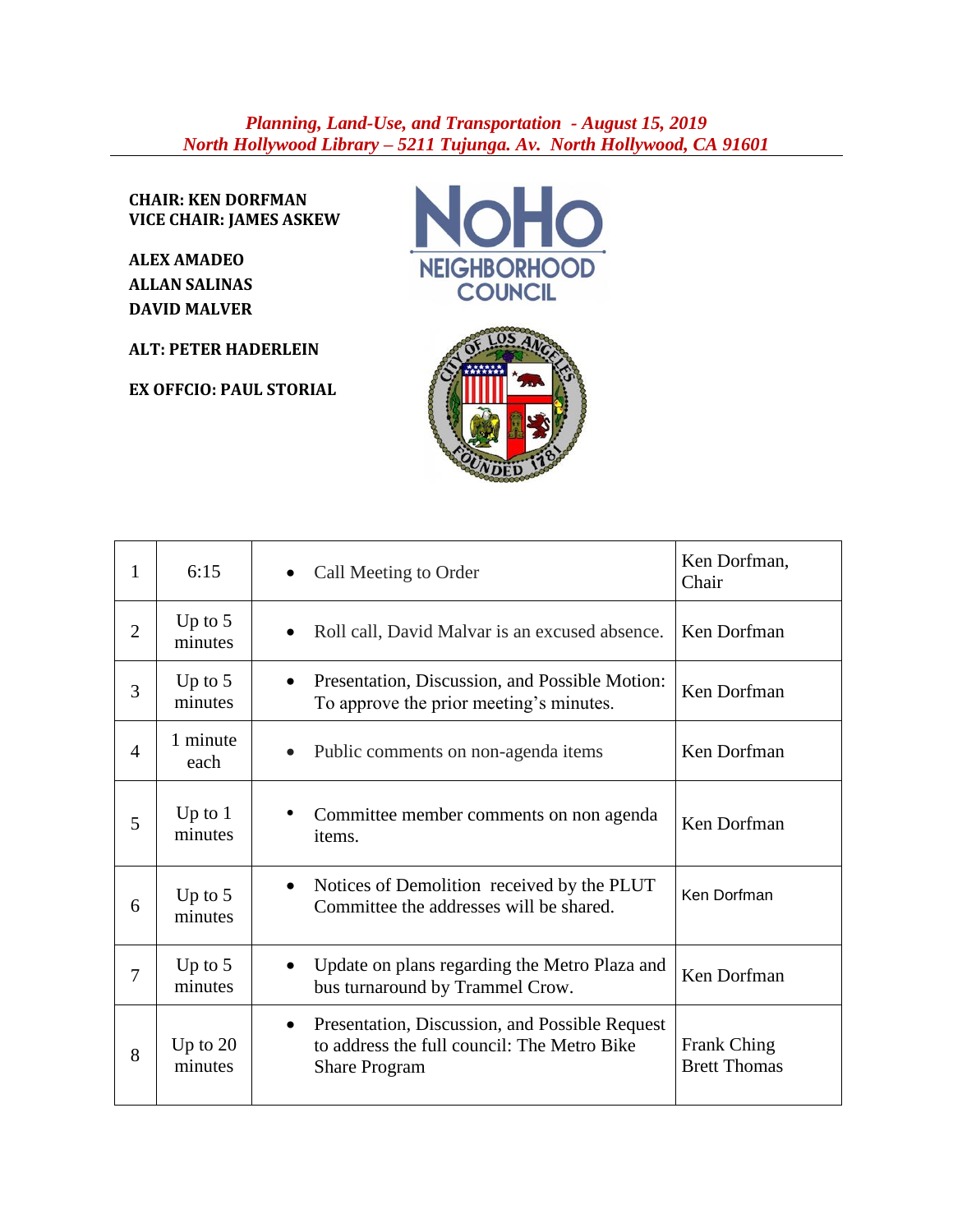***Planning, Land-Use, and Transportation - August 15, 2019***
***North Hollywood Library – 5211 Tujunga. Av. North Hollywood, CA 91601***

**CHAIR: KEN DORFMAN**
**VICE CHAIR: JAMES ASKEW**

**ALEX AMADEO**
**ALLAN SALINAS**
**DAVID MALVER**

**ALT: PETER HADERLEIN**

**EX OFFCIO: PAUL STORIAL**

| | | | |
|---|---|---|---|
| 1 | 6:15 | • Call Meeting to Order | Ken Dorfman, Chair |
| 2 | Up to 5 minutes | • Roll call, David Malvar is an excused absence. | Ken Dorfman |
| 3 | Up to 5 minutes | • Presentation, Discussion, and Possible Motion: To approve the prior meeting's minutes. | Ken Dorfman |
| 4 | 1 minute each | • Public comments on non-agenda items | Ken Dorfman |
| 5 | Up to 1 minutes | • Committee member comments on non agenda items. | Ken Dorfman |
| 6 | Up to 5 minutes | • Notices of Demolition received by the PLUT Committee the addresses will be shared. | Ken Dorfman |
| 7 | Up to 5 minutes | • Update on plans regarding the Metro Plaza and bus turnaround by Trammel Crow. | Ken Dorfman |
| 8 | Up to 20 minutes | • Presentation, Discussion, and Possible Request to address the full council: The Metro Bike Share Program | Frank Ching Brett Thomas |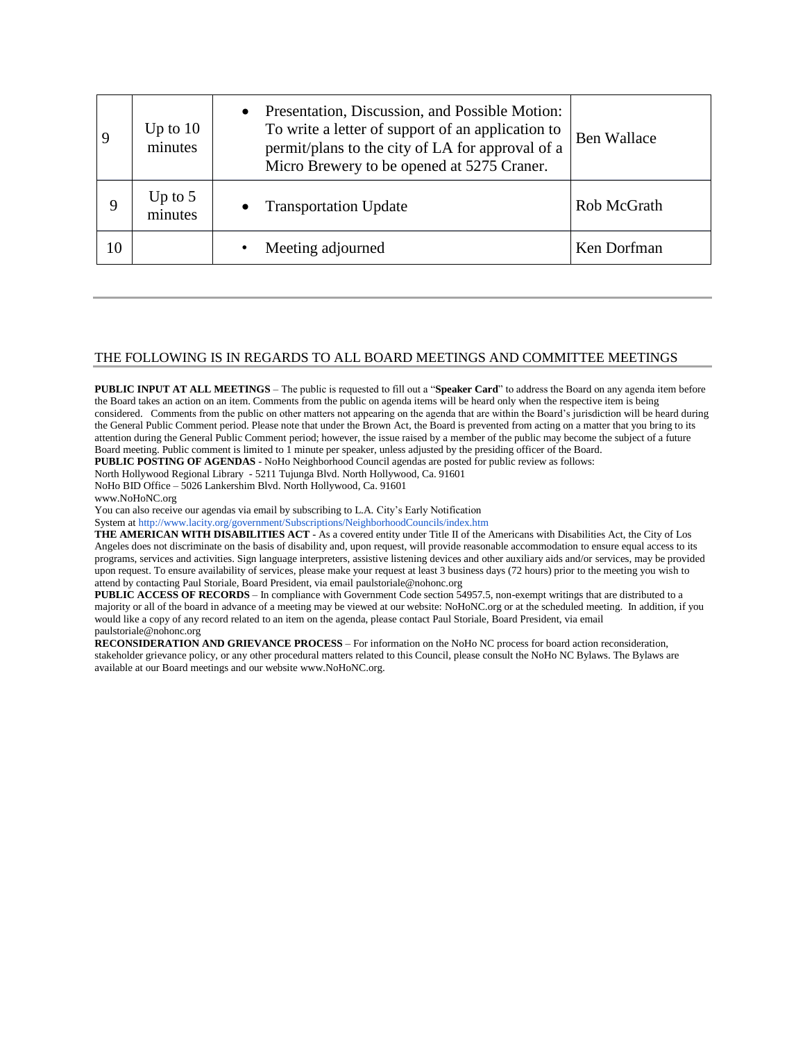| | | | |
|---|---|---|---|
| 9 | Up to 10 minutes | • Presentation, Discussion, and Possible Motion: To write a letter of support of an application to permit/plans to the city of LA for approval of a Micro Brewery to be opened at 5275 Craner. | Ben Wallace |
| 9 | Up to 5 minutes | • Transportation Update | Rob McGrath |
| 10 | | • Meeting adjourned | Ken Dorfman |

---

THE FOLLOWING IS IN REGARDS TO ALL BOARD MEETINGS AND COMMITTEE MEETINGS

**PUBLIC INPUT AT ALL MEETINGS** – The public is requested to fill out a "**Speaker Card**" to address the Board on any agenda item before the Board takes an action on an item. Comments from the public on agenda items will be heard only when the respective item is being considered. Comments from the public on other matters not appearing on the agenda that are within the Board's jurisdiction will be heard during the General Public Comment period. Please note that under the Brown Act, the Board is prevented from acting on a matter that you bring to its attention during the General Public Comment period; however, the issue raised by a member of the public may become the subject of a future Board meeting. Public comment is limited to 1 minute per speaker, unless adjusted by the presiding officer of the Board.

**PUBLIC POSTING OF AGENDAS** - NoHo Neighborhood Council agendas are posted for public review as follows:
North Hollywood Regional Library - 5211 Tujunga Blvd. North Hollywood, Ca. 91601
NoHo BID Office – 5026 Lankershim Blvd. North Hollywood, Ca. 91601
www.NoHoNC.org
You can also receive our agendas via email by subscribing to L.A. City's Early Notification System at http://www.lacity.org/government/Subscriptions/NeighborhoodCouncils/index.htm

**THE AMERICAN WITH DISABILITIES ACT** - As a covered entity under Title II of the Americans with Disabilities Act, the City of Los Angeles does not discriminate on the basis of disability and, upon request, will provide reasonable accommodation to ensure equal access to its programs, services and activities. Sign language interpreters, assistive listening devices and other auxiliary aids and/or services, may be provided upon request. To ensure availability of services, please make your request at least 3 business days (72 hours) prior to the meeting you wish to attend by contacting Paul Storiale, Board President, via email paulstoriale@nohonc.org

**PUBLIC ACCESS OF RECORDS** – In compliance with Government Code section 54957.5, non-exempt writings that are distributed to a majority or all of the board in advance of a meeting may be viewed at our website: NoHoNC.org or at the scheduled meeting. In addition, if you would like a copy of any record related to an item on the agenda, please contact Paul Storiale, Board President, via email paulstoriale@nohonc.org

**RECONSIDERATION AND GRIEVANCE PROCESS** – For information on the NoHo NC process for board action reconsideration, stakeholder grievance policy, or any other procedural matters related to this Council, please consult the NoHo NC Bylaws. The Bylaws are available at our Board meetings and our website www.NoHoNC.org.